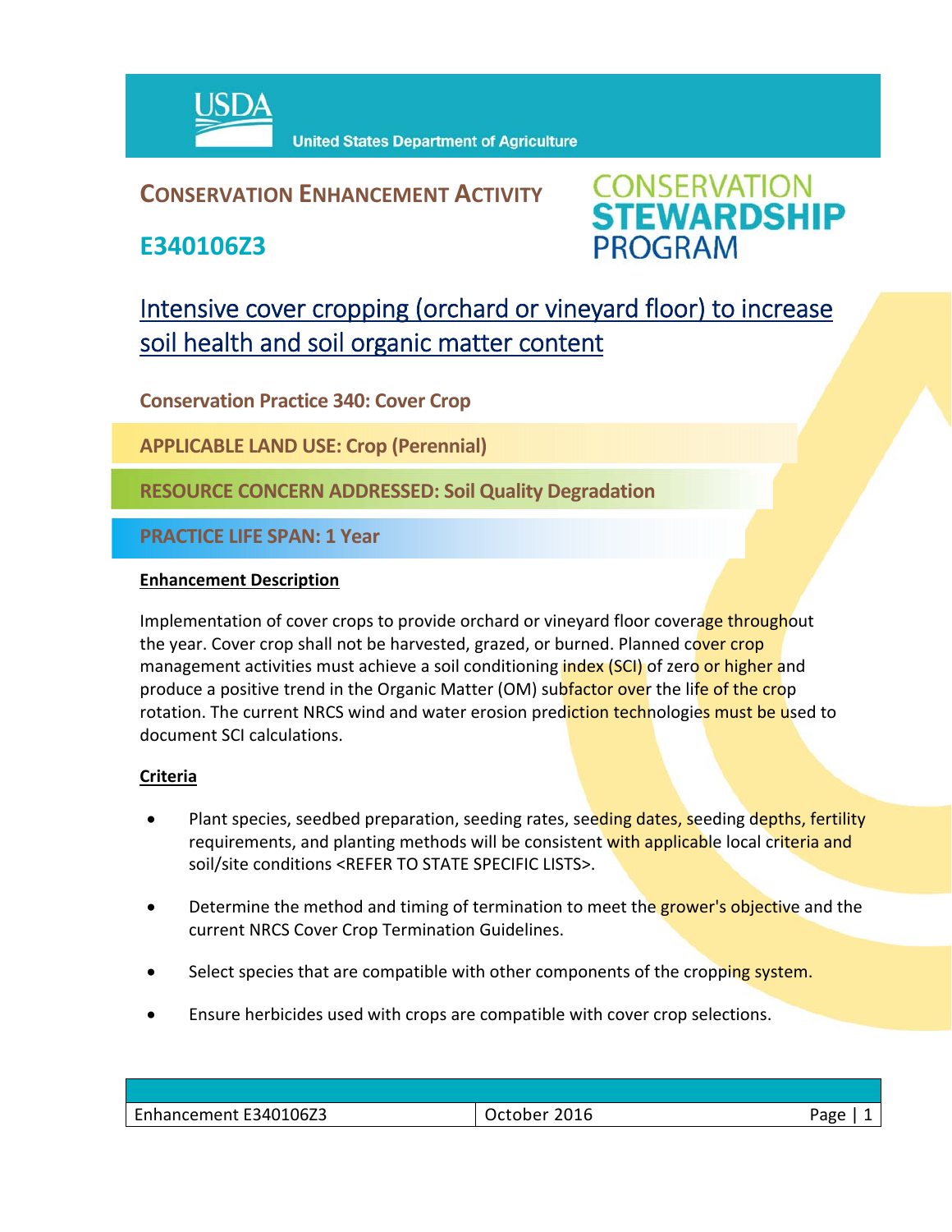United States Department of Agriculture

## CONSERVATION ENHANCEMENT ACTIVITY

## E340106Z3

CONSERVATION STEWARDSHIP PROGRAM

# Intensive cover cropping (orchard or vineyard floor) to increase soil health and soil organic matter content

**Conservation Practice 340: Cover Crop**

**APPLICABLE LAND USE: Crop (Perennial)**

**RESOURCE CONCERN ADDRESSED: Soil Quality Degradation**

**PRACTICE LIFE SPAN: 1 Year**

### Enhancement Description

Implementation of cover crops to provide orchard or vineyard floor coverage throughout the year. Cover crop shall not be harvested, grazed, or burned. Planned cover crop management activities must achieve a soil conditioning index (SCI) of zero or higher and produce a positive trend in the Organic Matter (OM) subfactor over the life of the crop rotation. The current NRCS wind and water erosion prediction technologies must be used to document SCI calculations.

### Criteria

- Plant species, seedbed preparation, seeding rates, seeding dates, seeding depths, fertility requirements, and planting methods will be consistent with applicable local criteria and soil/site conditions <REFER TO STATE SPECIFIC LISTS>.
- Determine the method and timing of termination to meet the grower's objective and the current NRCS Cover Crop Termination Guidelines.
- Select species that are compatible with other components of the cropping system.
- Ensure herbicides used with crops are compatible with cover crop selections.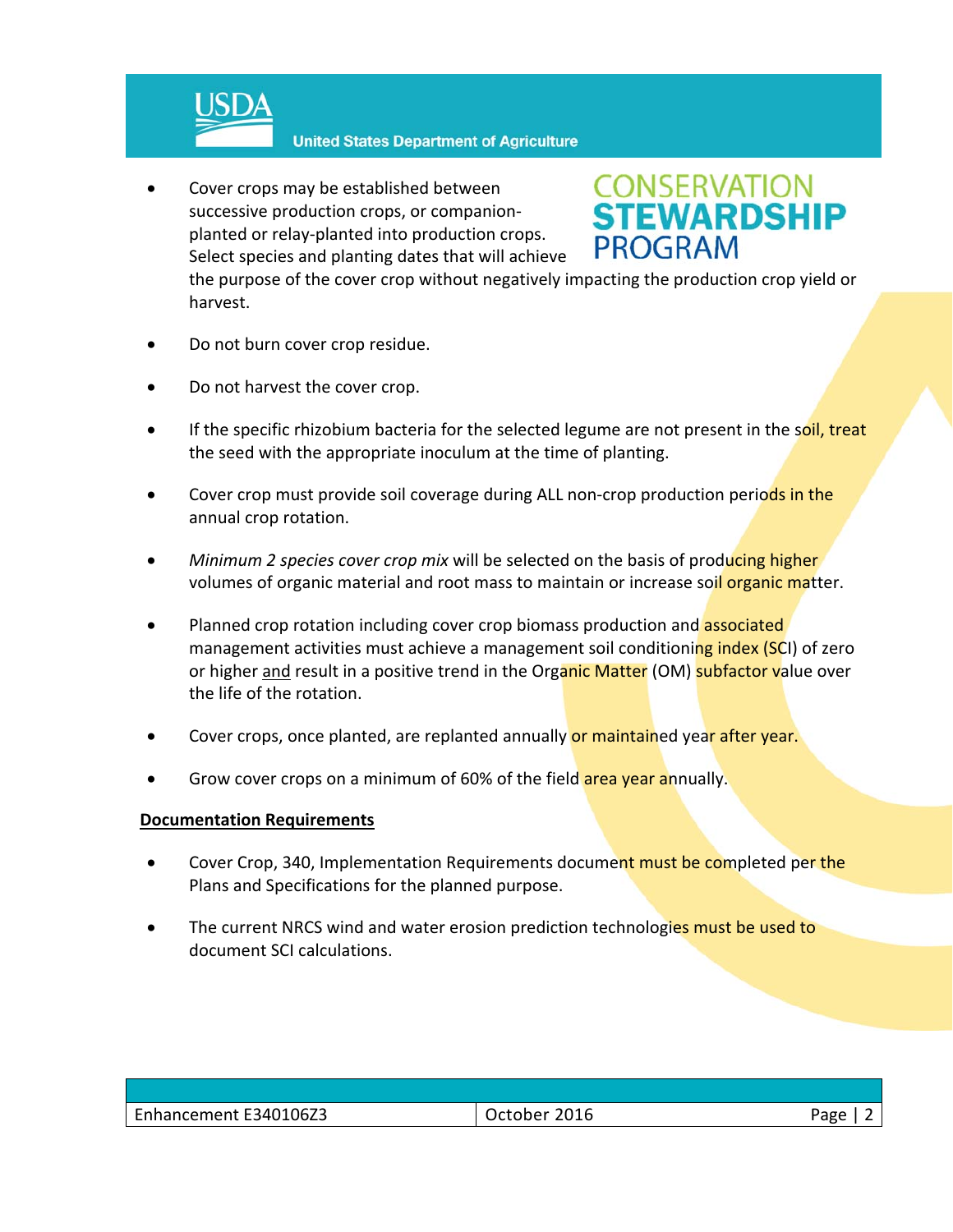- Cover crops may be established between successive production crops, or companion-planted or relay-planted into production crops. Select species and planting dates that will achieve the purpose of the cover crop without negatively impacting the production crop yield or harvest.

- Do not burn cover crop residue.

- Do not harvest the cover crop.

- If the specific rhizobium bacteria for the selected legume are not present in the soil, treat the seed with the appropriate inoculum at the time of planting.

- Cover crop must provide soil coverage during ALL non-crop production periods in the annual crop rotation.

- *Minimum 2 species cover crop mix* will be selected on the basis of producing higher volumes of organic material and root mass to maintain or increase soil organic matter.

- Planned crop rotation including cover crop biomass production and associated management activities must achieve a management soil conditioning index (SCI) of zero or higher and result in a positive trend in the Organic Matter (OM) subfactor value over the life of the rotation.

- Cover crops, once planted, are replanted annually or maintained year after year.

- Grow cover crops on a minimum of 60% of the field area year annually.

**Documentation Requirements**

- Cover Crop, 340, Implementation Requirements document must be completed per the Plans and Specifications for the planned purpose.

- The current NRCS wind and water erosion prediction technologies must be used to document SCI calculations.